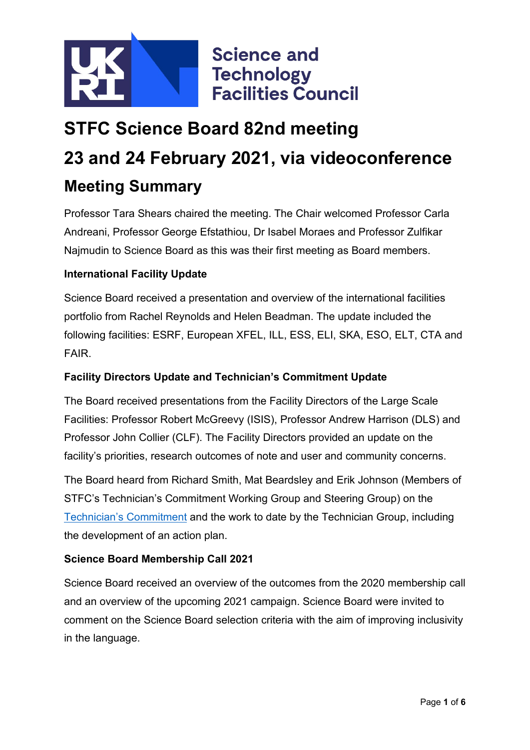Science and Technology Facilities Council

# STFC Science Board 82nd meeting

# 23 and 24 February 2021, via videoconference

## Meeting Summary

Professor Tara Shears chaired the meeting. The Chair welcomed Professor Carla Andreani, Professor George Efstathiou, Dr Isabel Moraes and Professor Zulfikar Najmudin to Science Board as this was their first meeting as Board members.

**International Facility Update**

Science Board received a presentation and overview of the international facilities portfolio from Rachel Reynolds and Helen Beadman. The update included the following facilities: ESRF, European XFEL, ILL, ESS, ELI, SKA, ESO, ELT, CTA and FAIR.

**Facility Directors Update and Technician's Commitment Update**

The Board received presentations from the Facility Directors of the Large Scale Facilities: Professor Robert McGreevy (ISIS), Professor Andrew Harrison (DLS) and Professor John Collier (CLF). The Facility Directors provided an update on the facility's priorities, research outcomes of note and user and community concerns.

The Board heard from Richard Smith, Mat Beardsley and Erik Johnson (Members of STFC's Technician's Commitment Working Group and Steering Group) on the Technician's Commitment and the work to date by the Technician Group, including the development of an action plan.

**Science Board Membership Call 2021**

Science Board received an overview of the outcomes from the 2020 membership call and an overview of the upcoming 2021 campaign. Science Board were invited to comment on the Science Board selection criteria with the aim of improving inclusivity in the language.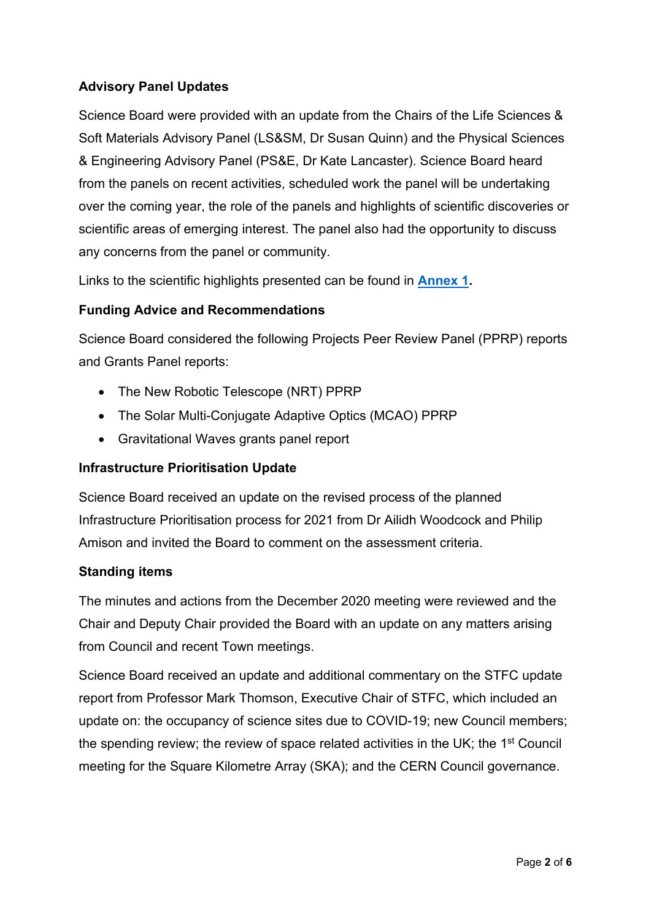**Advisory Panel Updates**

Science Board were provided with an update from the Chairs of the Life Sciences & Soft Materials Advisory Panel (LS&SM, Dr Susan Quinn) and the Physical Sciences & Engineering Advisory Panel (PS&E, Dr Kate Lancaster). Science Board heard from the panels on recent activities, scheduled work the panel will be undertaking over the coming year, the role of the panels and highlights of scientific discoveries or scientific areas of emerging interest. The panel also had the opportunity to discuss any concerns from the panel or community.

Links to the scientific highlights presented can be found in **Annex 1**.

**Funding Advice and Recommendations**

Science Board considered the following Projects Peer Review Panel (PPRP) reports and Grants Panel reports:

- The New Robotic Telescope (NRT) PPRP
- The Solar Multi-Conjugate Adaptive Optics (MCAO) PPRP
- Gravitational Waves grants panel report

**Infrastructure Prioritisation Update**

Science Board received an update on the revised process of the planned Infrastructure Prioritisation process for 2021 from Dr Ailidh Woodcock and Philip Amison and invited the Board to comment on the assessment criteria.

**Standing items**

The minutes and actions from the December 2020 meeting were reviewed and the Chair and Deputy Chair provided the Board with an update on any matters arising from Council and recent Town meetings.

Science Board received an update and additional commentary on the STFC update report from Professor Mark Thomson, Executive Chair of STFC, which included an update on: the occupancy of science sites due to COVID-19; new Council members; the spending review; the review of space related activities in the UK; the 1st Council meeting for the Square Kilometre Array (SKA); and the CERN Council governance.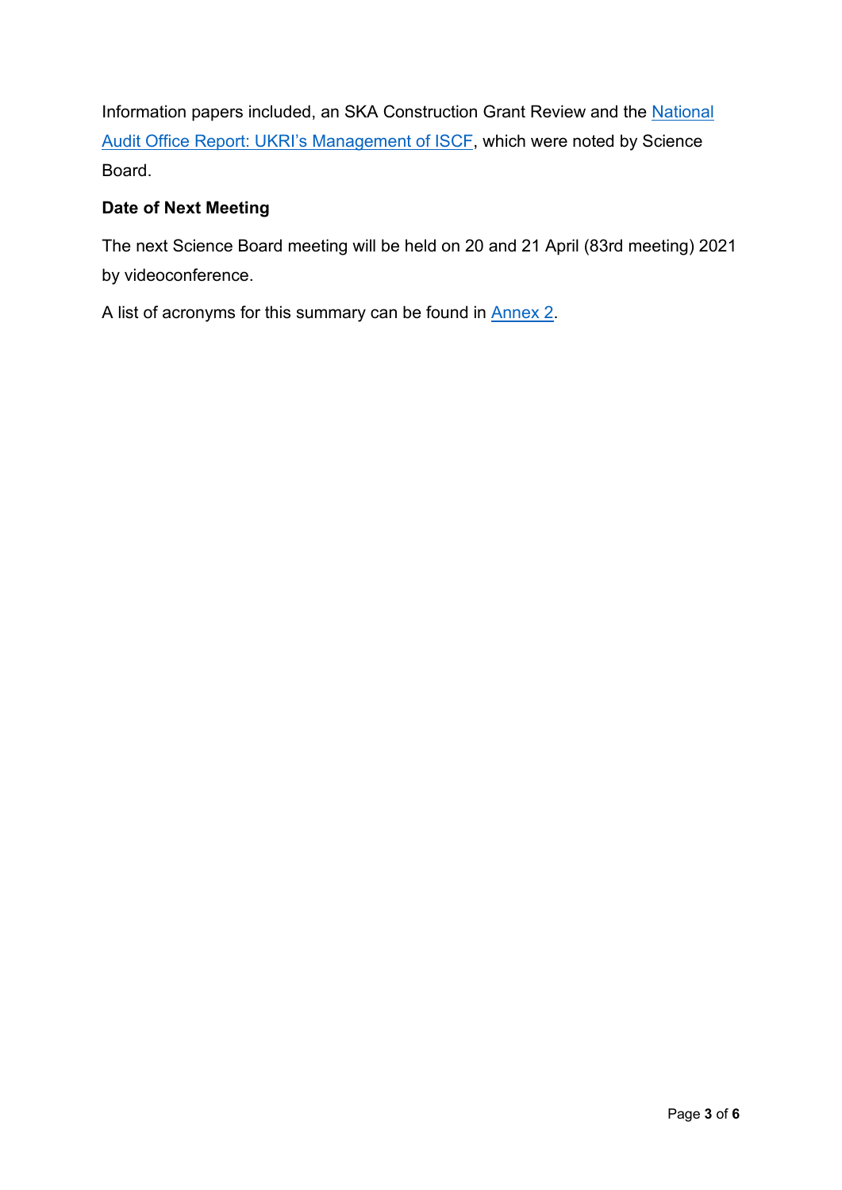Information papers included, an SKA Construction Grant Review and the [National Audit Office Report: UKRI's Management of ISCF](), which were noted by Science Board.

**Date of Next Meeting**

The next Science Board meeting will be held on 20 and 21 April (83rd meeting) 2021 by videoconference.

A list of acronyms for this summary can be found in [Annex 2]().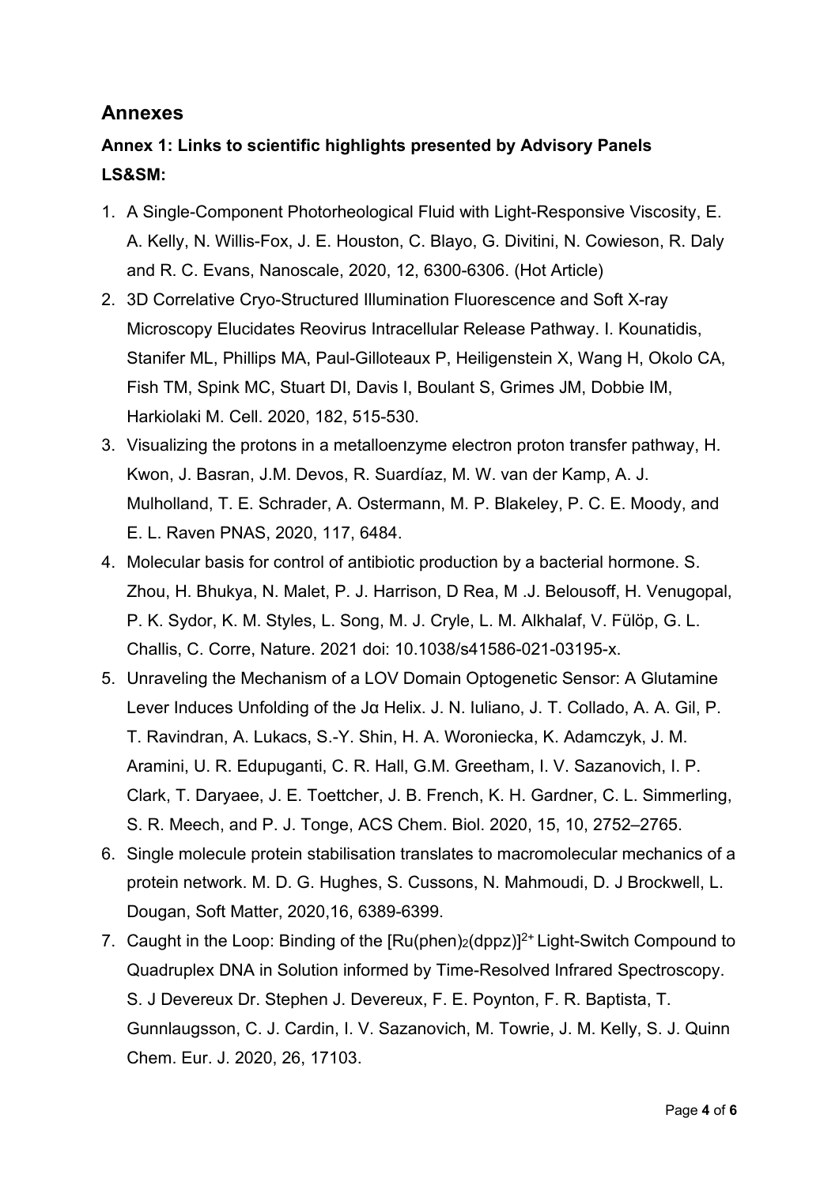## Annexes

### Annex 1: Links to scientific highlights presented by Advisory Panels

**LS&SM:**

1. A Single-Component Photorheological Fluid with Light-Responsive Viscosity, E. A. Kelly, N. Willis-Fox, J. E. Houston, C. Blayo, G. Divitini, N. Cowieson, R. Daly and R. C. Evans, Nanoscale, 2020, 12, 6300-6306. (Hot Article)
2. 3D Correlative Cryo-Structured Illumination Fluorescence and Soft X-ray Microscopy Elucidates Reovirus Intracellular Release Pathway. I. Kounatidis, Stanifer ML, Phillips MA, Paul-Gilloteaux P, Heiligenstein X, Wang H, Okolo CA, Fish TM, Spink MC, Stuart DI, Davis I, Boulant S, Grimes JM, Dobbie IM, Harkiolaki M. Cell. 2020, 182, 515-530.
3. Visualizing the protons in a metalloenzyme electron proton transfer pathway, H. Kwon, J. Basran, J.M. Devos, R. Suardíaz, M. W. van der Kamp, A. J. Mulholland, T. E. Schrader, A. Ostermann, M. P. Blakeley, P. C. E. Moody, and E. L. Raven PNAS, 2020, 117, 6484.
4. Molecular basis for control of antibiotic production by a bacterial hormone. S. Zhou, H. Bhukya, N. Malet, P. J. Harrison, D Rea, M .J. Belousoff, H. Venugopal, P. K. Sydor, K. M. Styles, L. Song, M. J. Cryle, L. M. Alkhalaf, V. Fülöp, G. L. Challis, C. Corre, Nature. 2021 doi: 10.1038/s41586-021-03195-x.
5. Unraveling the Mechanism of a LOV Domain Optogenetic Sensor: A Glutamine Lever Induces Unfolding of the Jα Helix. J. N. Iuliano, J. T. Collado, A. A. Gil, P. T. Ravindran, A. Lukacs, S.-Y. Shin, H. A. Woroniecka, K. Adamczyk, J. M. Aramini, U. R. Edupuganti, C. R. Hall, G.M. Greetham, I. V. Sazanovich, I. P. Clark, T. Daryaee, J. E. Toettcher, J. B. French, K. H. Gardner, C. L. Simmerling, S. R. Meech, and P. J. Tonge, ACS Chem. Biol. 2020, 15, 10, 2752–2765.
6. Single molecule protein stabilisation translates to macromolecular mechanics of a protein network. M. D. G. Hughes, S. Cussons, N. Mahmoudi, D. J Brockwell, L. Dougan, Soft Matter, 2020,16, 6389-6399.
7. Caught in the Loop: Binding of the $[Ru(phen)_2(dppz)]^{2+}$ Light-Switch Compound to Quadruplex DNA in Solution informed by Time-Resolved Infrared Spectroscopy. S. J Devereux Dr. Stephen J. Devereux, F. E. Poynton, F. R. Baptista, T. Gunnlaugsson, C. J. Cardin, I. V. Sazanovich, M. Towrie, J. M. Kelly, S. J. Quinn Chem. Eur. J. 2020, 26, 17103.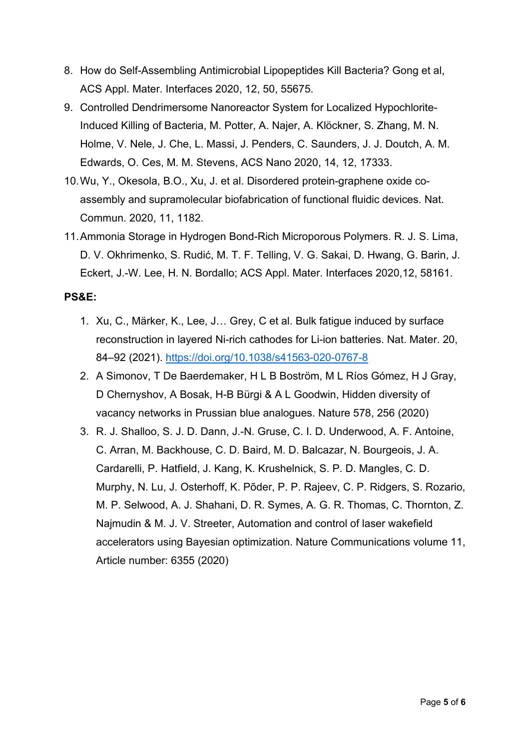8. How do Self-Assembling Antimicrobial Lipopeptides Kill Bacteria? Gong et al, ACS Appl. Mater. Interfaces 2020, 12, 50, 55675.
9. Controlled Dendrimersome Nanoreactor System for Localized Hypochlorite-Induced Killing of Bacteria, M. Potter, A. Najer, A. Klöckner, S. Zhang, M. N. Holme, V. Nele, J. Che, L. Massi, J. Penders, C. Saunders, J. J. Doutch, A. M. Edwards, O. Ces, M. M. Stevens, ACS Nano 2020, 14, 12, 17333.
10. Wu, Y., Okesola, B.O., Xu, J. et al. Disordered protein-graphene oxide co-assembly and supramolecular biofabrication of functional fluidic devices. Nat. Commun. 2020, 11, 1182.
11. Ammonia Storage in Hydrogen Bond-Rich Microporous Polymers. R. J. S. Lima, D. V. Okhrimenko, S. Rudić, M. T. F. Telling, V. G. Sakai, D. Hwang, G. Barin, J. Eckert, J.-W. Lee, H. N. Bordallo; ACS Appl. Mater. Interfaces 2020,12, 58161.

**PS&E:**

1. Xu, C., Märker, K., Lee, J… Grey, C et al. Bulk fatigue induced by surface reconstruction in layered Ni-rich cathodes for Li-ion batteries. Nat. Mater. 20, 84–92 (2021). https://doi.org/10.1038/s41563-020-0767-8
2. A Simonov, T De Baerdemaker, H L B Boström, M L Ríos Gómez, H J Gray, D Chernyshov, A Bosak, H-B Bürgi & A L Goodwin, Hidden diversity of vacancy networks in Prussian blue analogues. Nature 578, 256 (2020)
3. R. J. Shalloo, S. J. D. Dann, J.-N. Gruse, C. I. D. Underwood, A. F. Antoine, C. Arran, M. Backhouse, C. D. Baird, M. D. Balcazar, N. Bourgeois, J. A. Cardarelli, P. Hatfield, J. Kang, K. Krushelnick, S. P. D. Mangles, C. D. Murphy, N. Lu, J. Osterhoff, K. Põder, P. P. Rajeev, C. P. Ridgers, S. Rozario, M. P. Selwood, A. J. Shahani, D. R. Symes, A. G. R. Thomas, C. Thornton, Z. Najmudin & M. J. V. Streeter, Automation and control of laser wakefield accelerators using Bayesian optimization. Nature Communications volume 11, Article number: 6355 (2020)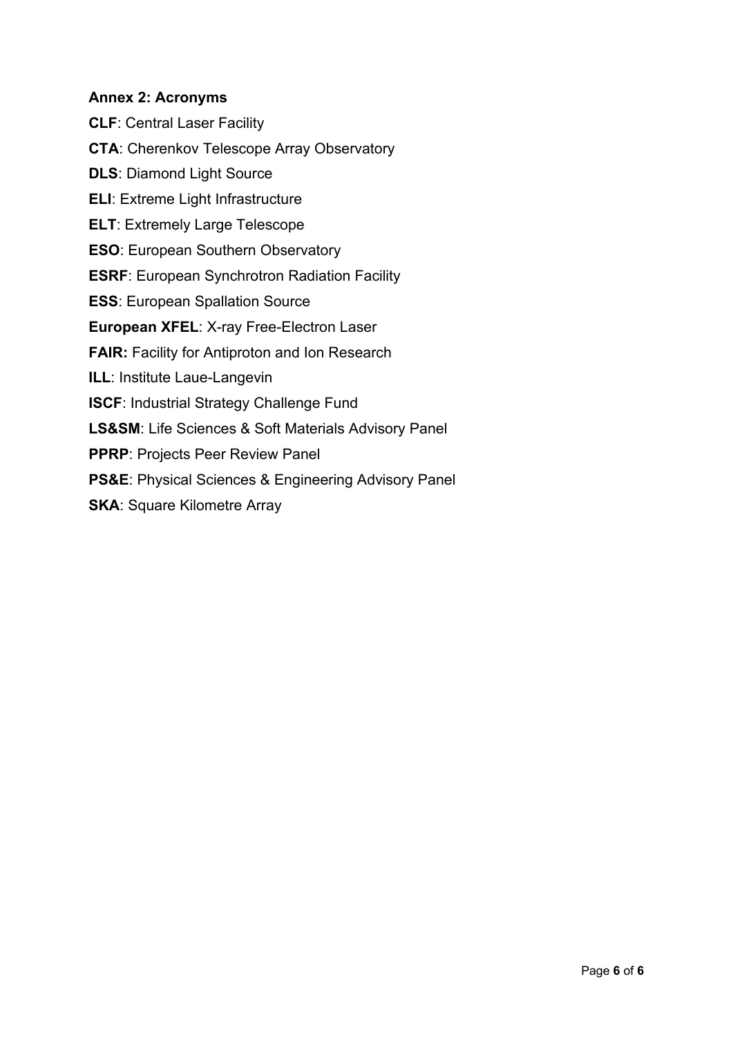**Annex 2: Acronyms**

**CLF**: Central Laser Facility

**CTA**: Cherenkov Telescope Array Observatory

**DLS**: Diamond Light Source

**ELI**: Extreme Light Infrastructure

**ELT**: Extremely Large Telescope

**ESO**: European Southern Observatory

**ESRF**: European Synchrotron Radiation Facility

**ESS**: European Spallation Source

**European XFEL**: X-ray Free-Electron Laser

**FAIR:** Facility for Antiproton and Ion Research

**ILL**: Institute Laue-Langevin

**ISCF**: Industrial Strategy Challenge Fund

**LS&SM**: Life Sciences & Soft Materials Advisory Panel

**PPRP**: Projects Peer Review Panel

**PS&E**: Physical Sciences & Engineering Advisory Panel

**SKA**: Square Kilometre Array